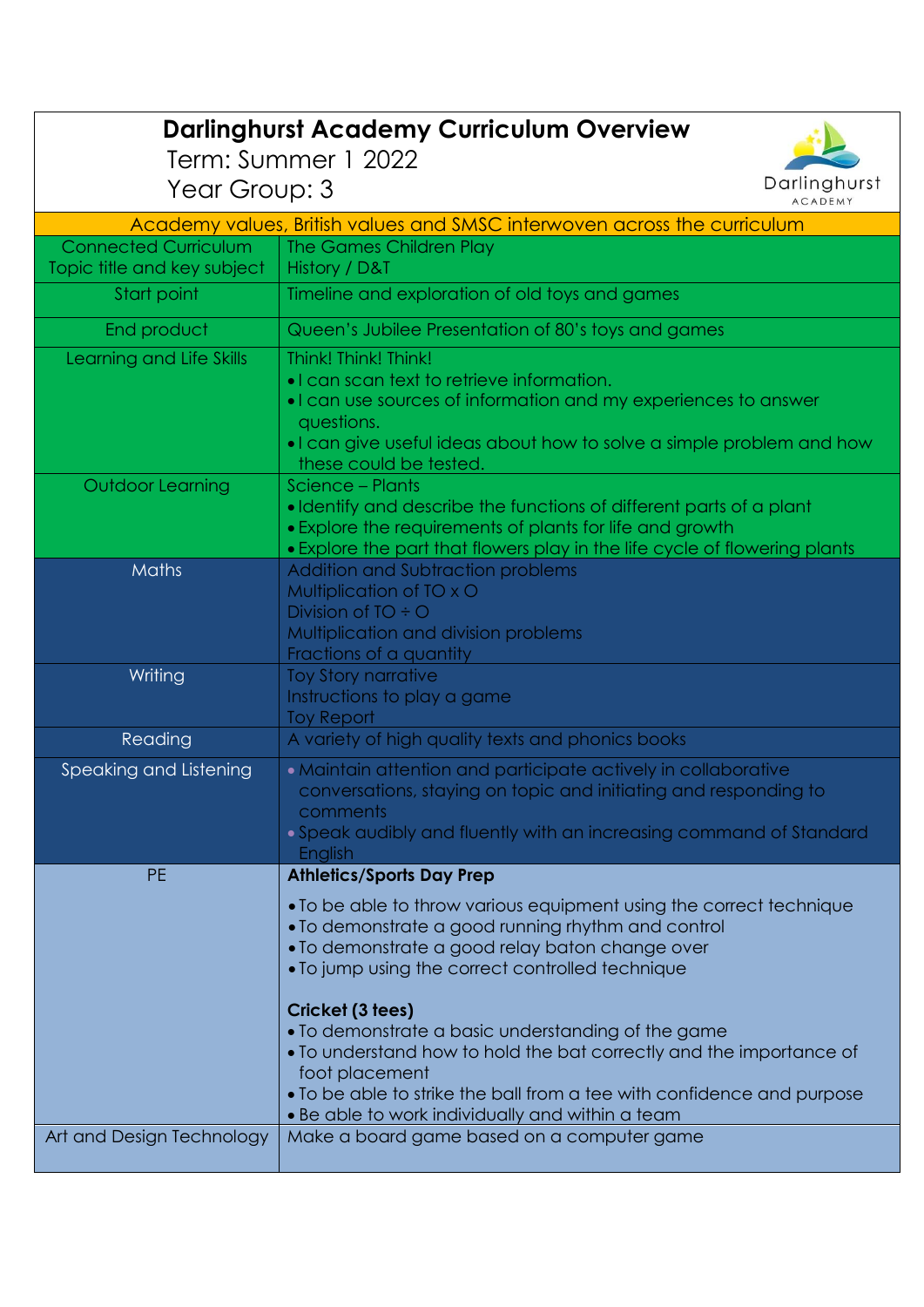# Darlinghurst Academy Curriculum Overview

Term: Summer 1 2022

Year Group: 3

| | |
|---|---|
| Academy values, British values and SMSC interwoven across the curriculum | |
| Connected Curriculum<br>Topic title and key subject | The Games Children Play<br>History / D&T |
| Start point | Timeline and exploration of old toys and games |
| End product | Queen's Jubilee Presentation of 80's toys and games |
| Learning and Life Skills | Think! Think! Think!<br>• I can scan text to retrieve information.<br>• I can use sources of information and my experiences to answer questions.<br>• I can give useful ideas about how to solve a simple problem and how these could be tested. |
| Outdoor Learning | Science – Plants<br>• Identify and describe the functions of different parts of a plant<br>• Explore the requirements of plants for life and growth<br>• Explore the part that flowers play in the life cycle of flowering plants |
| Maths | Addition and Subtraction problems<br>Multiplication of TO x O<br>Division of TO ÷ O<br>Multiplication and division problems<br>Fractions of a quantity |
| Writing | Toy Story narrative<br>Instructions to play a game<br>Toy Report |
| Reading | A variety of high quality texts and phonics books |
| Speaking and Listening | • Maintain attention and participate actively in collaborative conversations, staying on topic and initiating and responding to comments<br>• Speak audibly and fluently with an increasing command of Standard English |
| PE | **Athletics/Sports Day Prep**<br>• To be able to throw various equipment using the correct technique<br>• To demonstrate a good running rhythm and control<br>• To demonstrate a good relay baton change over<br>• To jump using the correct controlled technique<br><br>**Cricket (3 tees)**<br>• To demonstrate a basic understanding of the game<br>• To understand how to hold the bat correctly and the importance of foot placement<br>• To be able to strike the ball from a tee with confidence and purpose<br>• Be able to work individually and within a team |
| Art and Design Technology | Make a board game based on a computer game |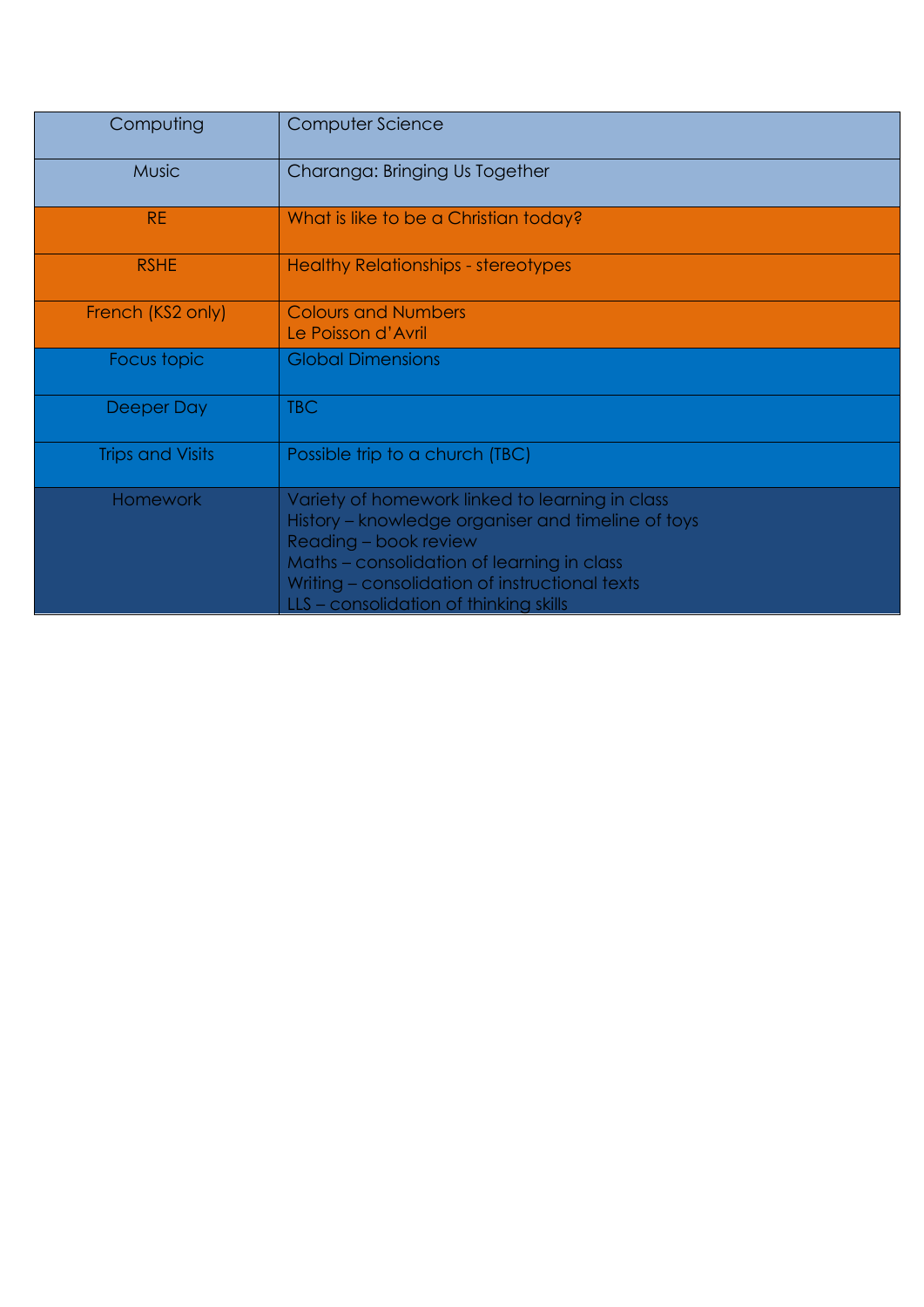| | |
|---|---|
| Computing | Computer Science |
| Music | Charanga: Bringing Us Together |
| RE | What is like to be a Christian today? |
| RSHE | Healthy Relationships - stereotypes |
| French (KS2 only) | Colours and Numbers<br>Le Poisson d'Avril |
| Focus topic | Global Dimensions |
| Deeper Day | TBC |
| Trips and Visits | Possible trip to a church (TBC) |
| Homework | Variety of homework linked to learning in class<br>History – knowledge organiser and timeline of toys<br>Reading – book review<br>Maths – consolidation of learning in class<br>Writing – consolidation of instructional texts<br>LLS – consolidation of thinking skills |